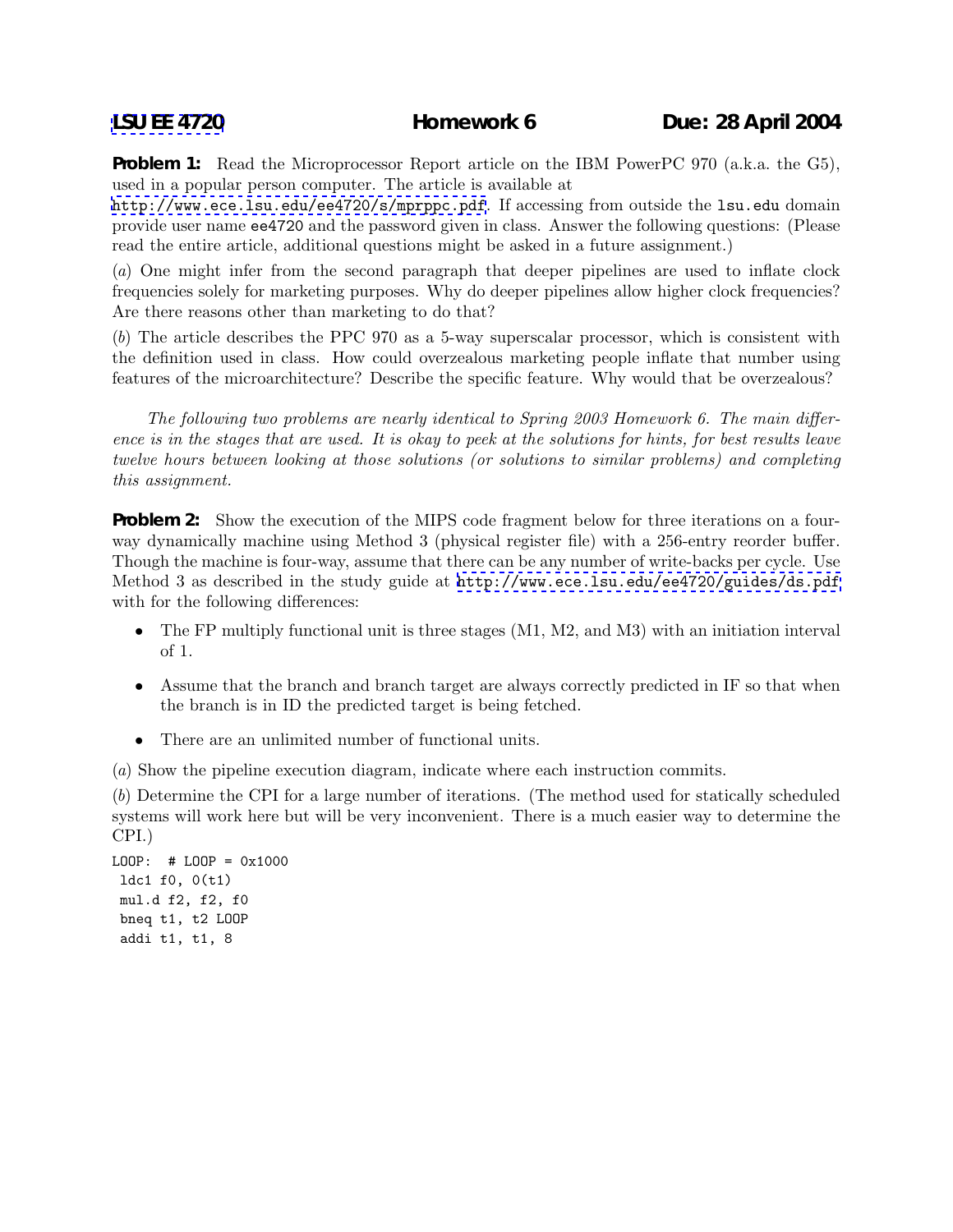**LSU EE 4720** **Homework 6** **Due: 28 April 2004**

**Problem 1:** Read the Microprocessor Report article on the IBM PowerPC 970 (a.k.a. the G5), used in a popular person computer. The article is available at http://www.ece.lsu.edu/ee4720/s/mprppc.pdf. If accessing from outside the `lsu.edu` domain provide user name `ee4720` and the password given in class. Answer the following questions: (Please read the entire article, additional questions might be asked in a future assignment.)

(*a*) One might infer from the second paragraph that deeper pipelines are used to inflate clock frequencies solely for marketing purposes. Why do deeper pipelines allow higher clock frequencies? Are there reasons other than marketing to do that?

(*b*) The article describes the PPC 970 as a 5-way superscalar processor, which is consistent with the definition used in class. How could overzealous marketing people inflate that number using features of the microarchitecture? Describe the specific feature. Why would that be overzealous?

*The following two problems are nearly identical to Spring 2003 Homework 6. The main difference is in the stages that are used. It is okay to peek at the solutions for hints, for best results leave twelve hours between looking at those solutions (or solutions to similar problems) and completing this assignment.*

**Problem 2:** Show the execution of the MIPS code fragment below for three iterations on a four-way dynamically machine using Method 3 (physical register file) with a 256-entry reorder buffer. Though the machine is four-way, assume that there can be any number of write-backs per cycle. Use Method 3 as described in the study guide at http://www.ece.lsu.edu/ee4720/guides/ds.pdf with for the following differences:

- The FP multiply functional unit is three stages (M1, M2, and M3) with an initiation interval of 1.
- Assume that the branch and branch target are always correctly predicted in IF so that when the branch is in ID the predicted target is being fetched.
- There are an unlimited number of functional units.

(*a*) Show the pipeline execution diagram, indicate where each instruction commits.

(*b*) Determine the CPI for a large number of iterations. (The method used for statically scheduled systems will work here but will be very inconvenient. There is a much easier way to determine the CPI.)

```
LOOP:  # LOOP = 0x1000
 ldc1 f0, 0(t1)
 mul.d f2, f2, f0
 bneq t1, t2 LOOP
 addi t1, t1, 8
```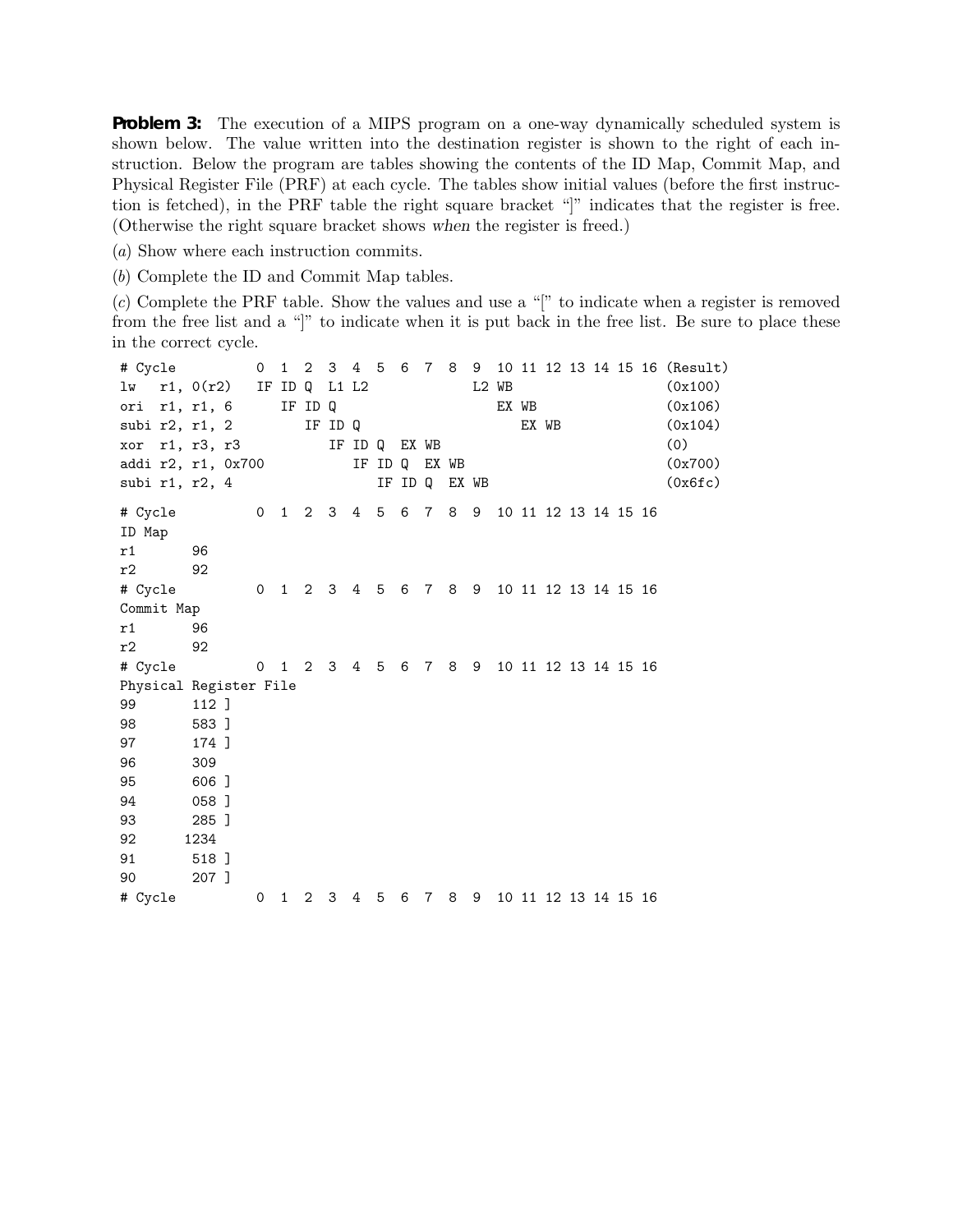**Problem 3:** The execution of a MIPS program on a one-way dynamically scheduled system is shown below. The value written into the destination register is shown to the right of each instruction. Below the program are tables showing the contents of the ID Map, Commit Map, and Physical Register File (PRF) at each cycle. The tables show initial values (before the first instruction is fetched), in the PRF table the right square bracket "]" indicates that the register is free. (Otherwise the right square bracket shows *when* the register is freed.)

(*a*) Show where each instruction commits.

(*b*) Complete the ID and Commit Map tables.

(*c*) Complete the PRF table. Show the values and use a "[" to indicate when a register is removed from the free list and a "]" to indicate when it is put back in the free list. Be sure to place these in the correct cycle.

```
# Cycle            0  1  2  3  4  5  6  7  8  9  10 11 12 13 14 15 16 (Result)
lw   r1, 0(r2)     IF ID Q  L1 L2             L2 WB                    (0x100)
ori  r1, r1, 6        IF ID Q                    EX WB                 (0x106)
subi r2, r1, 2           IF ID Q                    EX WB              (0x104)
xor  r1, r3, r3             IF ID Q  EX WB                             (0)
addi r2, r1, 0x700             IF ID Q  EX WB                          (0x700)
subi r1, r2, 4                    IF ID Q  EX WB                       (0x6fc)

# Cycle            0  1  2  3  4  5  6  7  8  9  10 11 12 13 14 15 16
ID Map
r1       96
r2       92
# Cycle            0  1  2  3  4  5  6  7  8  9  10 11 12 13 14 15 16
Commit Map
r1       96
r2       92
# Cycle            0  1  2  3  4  5  6  7  8  9  10 11 12 13 14 15 16
Physical Register File
99       112 ]
98       583 ]
97       174 ]
96       309
95       606 ]
94       058 ]
93       285 ]
92      1234
91       518 ]
90       207 ]
# Cycle            0  1  2  3  4  5  6  7  8  9  10 11 12 13 14 15 16
```